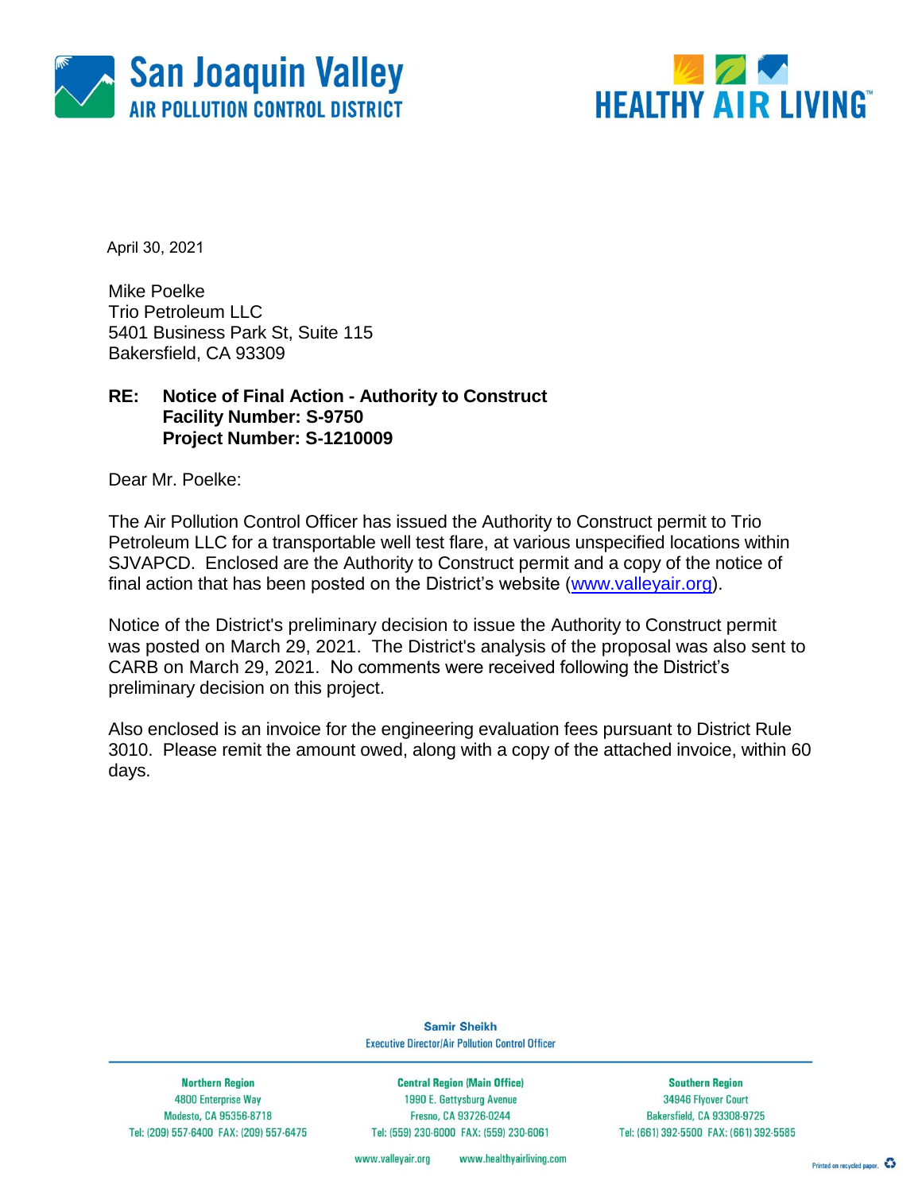San Joaquin Valley
AIR POLLUTION CONTROL DISTRICT

HEALTHY AIR LIVING™

April 30, 2021

Mike Poelke
Trio Petroleum LLC
5401 Business Park St, Suite 115
Bakersfield, CA 93309

**RE: Notice of Final Action - Authority to Construct**
**Facility Number: S-9750**
**Project Number: S-1210009**

Dear Mr. Poelke:

The Air Pollution Control Officer has issued the Authority to Construct permit to Trio Petroleum LLC for a transportable well test flare, at various unspecified locations within SJVAPCD. Enclosed are the Authority to Construct permit and a copy of the notice of final action that has been posted on the District's website (www.valleyair.org).

Notice of the District's preliminary decision to issue the Authority to Construct permit was posted on March 29, 2021. The District's analysis of the proposal was also sent to CARB on March 29, 2021. No comments were received following the District's preliminary decision on this project.

Also enclosed is an invoice for the engineering evaluation fees pursuant to District Rule 3010. Please remit the amount owed, along with a copy of the attached invoice, within 60 days.

Samir Sheikh
Executive Director/Air Pollution Control Officer

| Northern Region | Central Region (Main Office) | Southern Region |
|---|---|---|
| 4800 Enterprise Way | 1990 E. Gettysburg Avenue | 34946 Flyover Court |
| Modesto, CA 95356-8718 | Fresno, CA 93726-0244 | Bakersfield, CA 93308-9725 |
| Tel: (209) 557-6400 FAX: (209) 557-6475 | Tel: (559) 230-6000 FAX: (559) 230-6061 | Tel: (661) 392-5500 FAX: (661) 392-5585 |

www.valleyair.org www.healthyairliving.com

Printed on recycled paper.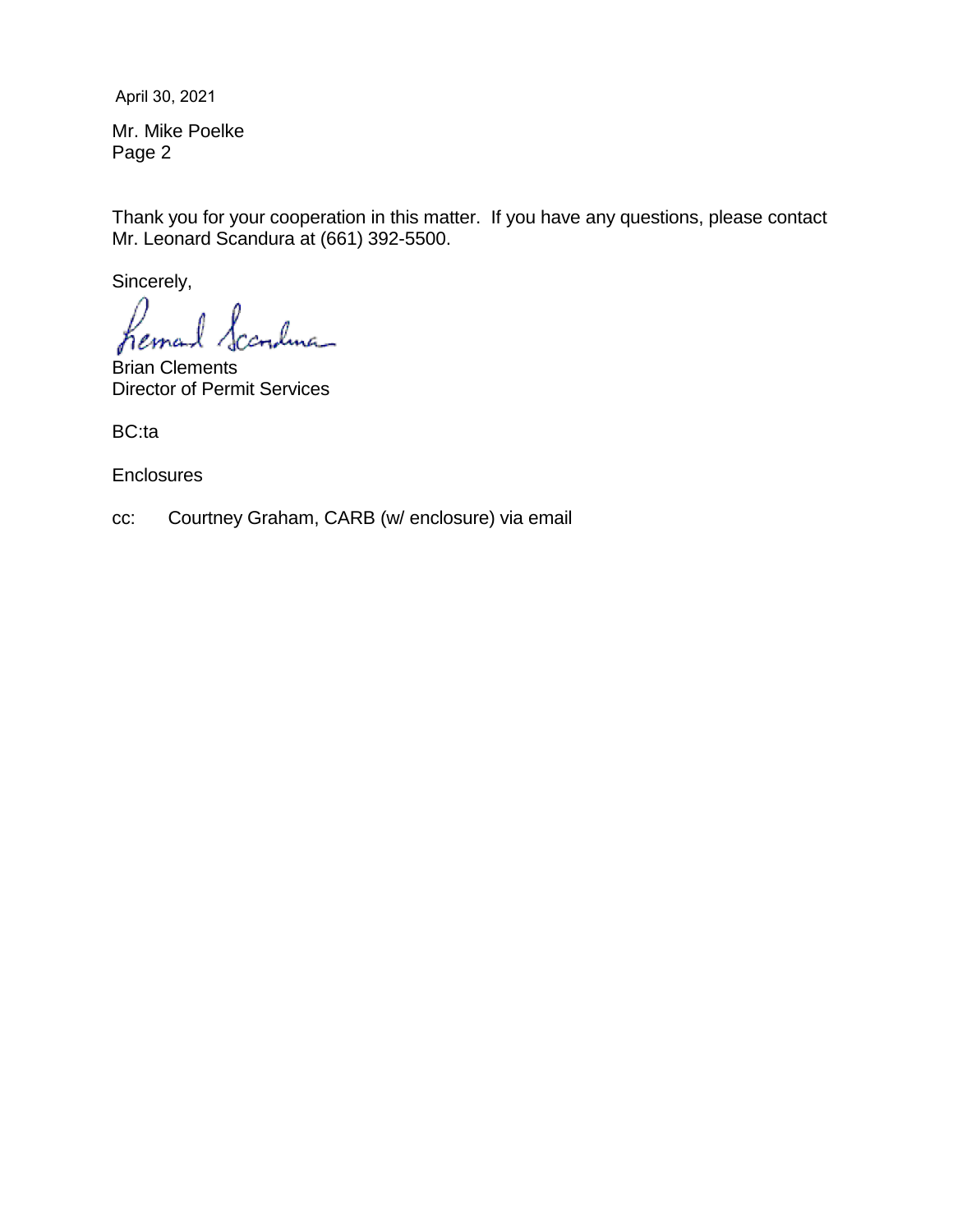April 30, 2021

Mr. Mike Poelke
Page 2

Thank you for your cooperation in this matter. If you have any questions, please contact Mr. Leonard Scandura at (661) 392-5500.

Sincerely,

Brian Clements
Director of Permit Services

BC:ta

Enclosures

cc: Courtney Graham, CARB (w/ enclosure) via email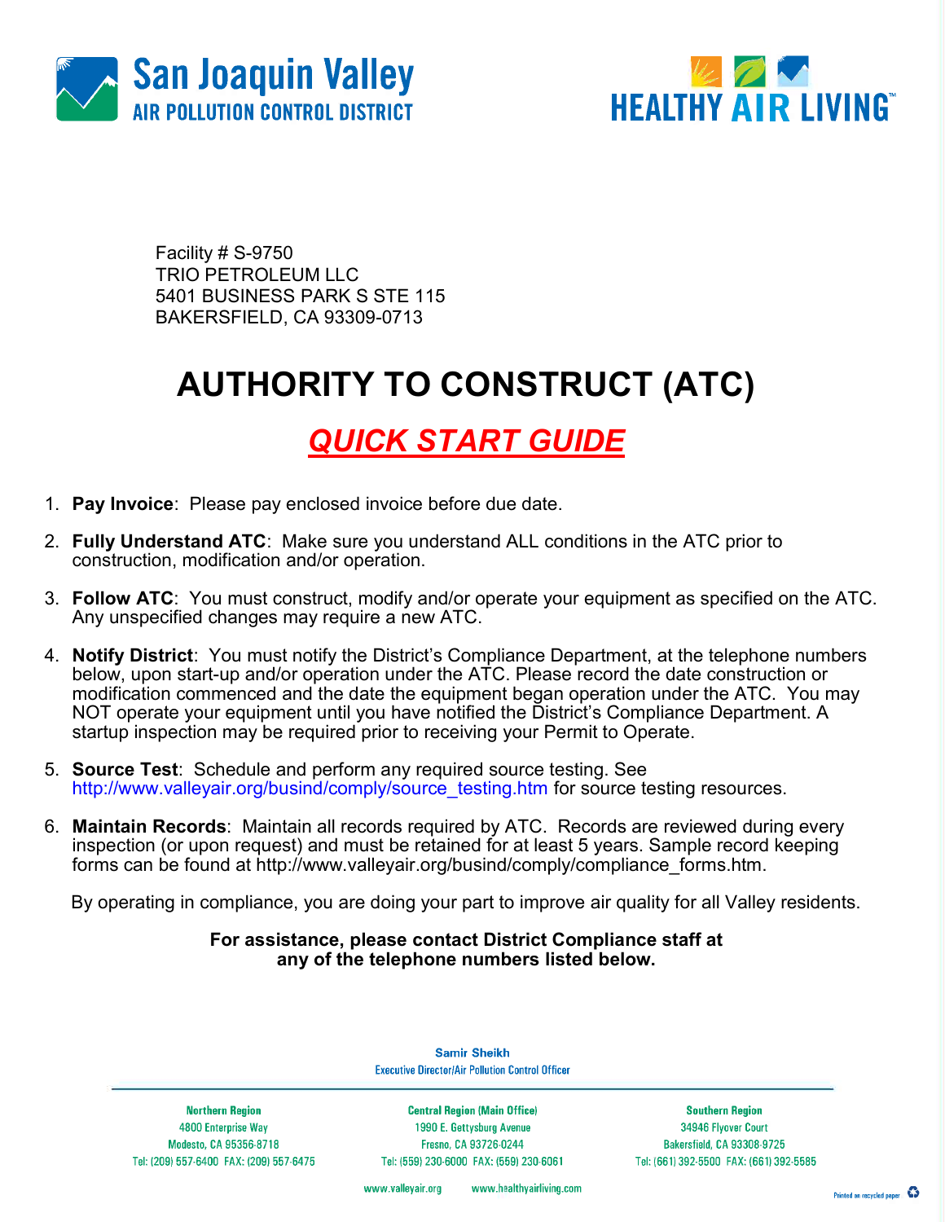San Joaquin Valley
AIR POLLUTION CONTROL DISTRICT

HEALTHY AIR LIVING™

Facility # S-9750
TRIO PETROLEUM LLC
5401 BUSINESS PARK S STE 115
BAKERSFIELD, CA 93309-0713

# AUTHORITY TO CONSTRUCT (ATC)

## *QUICK START GUIDE*

1. **Pay Invoice**: Please pay enclosed invoice before due date.
2. **Fully Understand ATC**: Make sure you understand ALL conditions in the ATC prior to construction, modification and/or operation.
3. **Follow ATC**: You must construct, modify and/or operate your equipment as specified on the ATC. Any unspecified changes may require a new ATC.
4. **Notify District**: You must notify the District's Compliance Department, at the telephone numbers below, upon start-up and/or operation under the ATC. Please record the date construction or modification commenced and the date the equipment began operation under the ATC. You may NOT operate your equipment until you have notified the District's Compliance Department. A startup inspection may be required prior to receiving your Permit to Operate.
5. **Source Test**: Schedule and perform any required source testing. See http://www.valleyair.org/busind/comply/source_testing.htm for source testing resources.
6. **Maintain Records**: Maintain all records required by ATC. Records are reviewed during every inspection (or upon request) and must be retained for at least 5 years. Sample record keeping forms can be found at http://www.valleyair.org/busind/comply/compliance_forms.htm.

By operating in compliance, you are doing your part to improve air quality for all Valley residents.

**For assistance, please contact District Compliance staff at any of the telephone numbers listed below.**

Samir Sheikh
Executive Director/Air Pollution Control Officer

| Northern Region | Central Region (Main Office) | Southern Region |
|---|---|---|
| 4800 Enterprise Way | 1990 E. Gettysburg Avenue | 34946 Flyover Court |
| Modesto, CA 95356-8718 | Fresno, CA 93726-0244 | Bakersfield, CA 93308-9725 |
| Tel: (209) 557-6400 FAX: (209) 557-6475 | Tel: (559) 230-6000 FAX: (559) 230-6061 | Tel: (661) 392-5500 FAX: (661) 392-5585 |

www.valleyair.org www.healthyairliving.com

Printed on recycled paper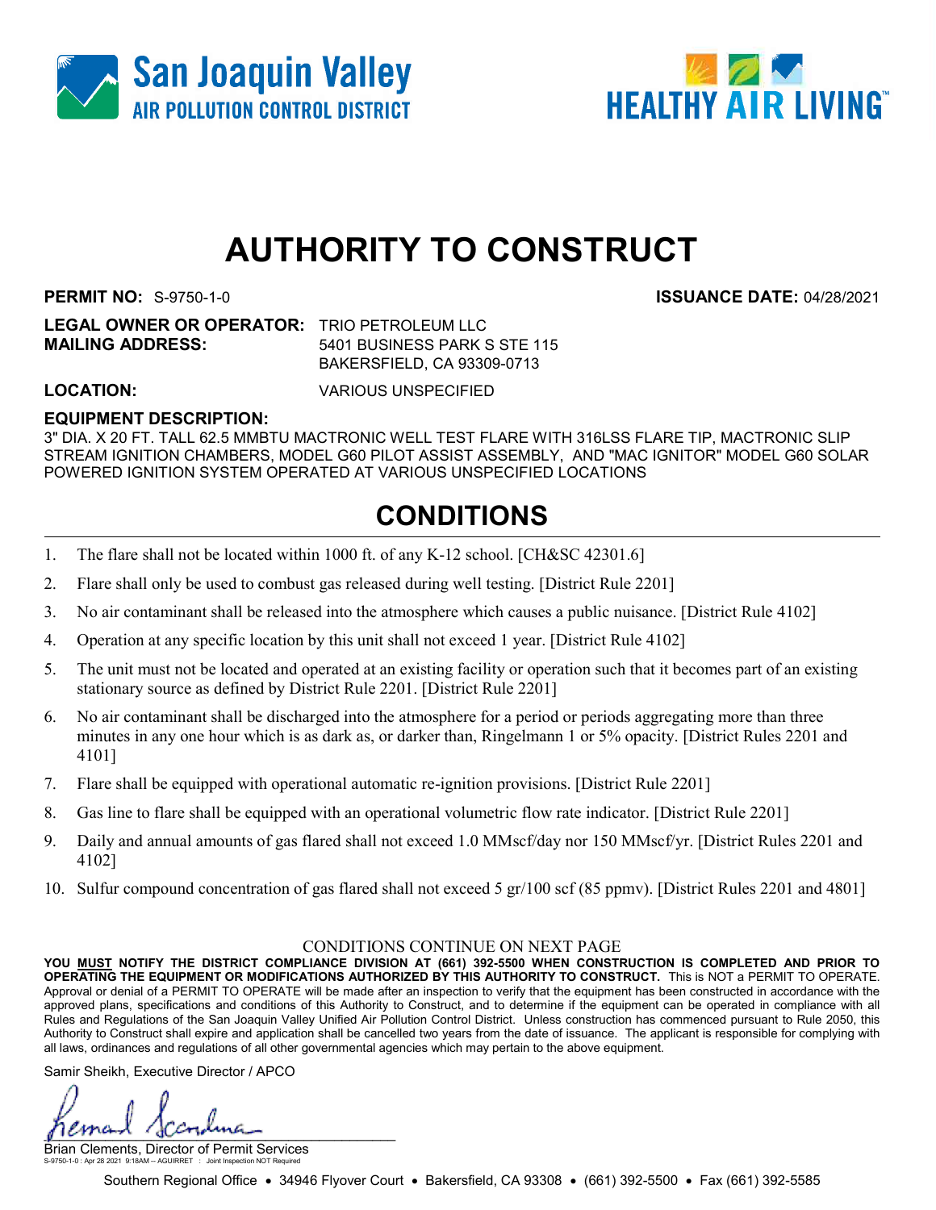San Joaquin Valley
AIR POLLUTION CONTROL DISTRICT

HEALTHY AIR LIVING™

# AUTHORITY TO CONSTRUCT

**PERMIT NO:** S-9750-1-0 **ISSUANCE DATE:** 04/28/2021

**LEGAL OWNER OR OPERATOR:** TRIO PETROLEUM LLC
**MAILING ADDRESS:** 5401 BUSINESS PARK S STE 115
BAKERSFIELD, CA 93309-0713

**LOCATION:** VARIOUS UNSPECIFIED

**EQUIPMENT DESCRIPTION:**
3" DIA. X 20 FT. TALL 62.5 MMBTU MACTRONIC WELL TEST FLARE WITH 316LSS FLARE TIP, MACTRONIC SLIP STREAM IGNITION CHAMBERS, MODEL G60 PILOT ASSIST ASSEMBLY, AND "MAC IGNITOR" MODEL G60 SOLAR POWERED IGNITION SYSTEM OPERATED AT VARIOUS UNSPECIFIED LOCATIONS

## CONDITIONS

1. The flare shall not be located within 1000 ft. of any K-12 school. [CH&SC 42301.6]
2. Flare shall only be used to combust gas released during well testing. [District Rule 2201]
3. No air contaminant shall be released into the atmosphere which causes a public nuisance. [District Rule 4102]
4. Operation at any specific location by this unit shall not exceed 1 year. [District Rule 4102]
5. The unit must not be located and operated at an existing facility or operation such that it becomes part of an existing stationary source as defined by District Rule 2201. [District Rule 2201]
6. No air contaminant shall be discharged into the atmosphere for a period or periods aggregating more than three minutes in any one hour which is as dark as, or darker than, Ringelmann 1 or 5% opacity. [District Rules 2201 and 4101]
7. Flare shall be equipped with operational automatic re-ignition provisions. [District Rule 2201]
8. Gas line to flare shall be equipped with an operational volumetric flow rate indicator. [District Rule 2201]
9. Daily and annual amounts of gas flared shall not exceed 1.0 MMscf/day nor 150 MMscf/yr. [District Rules 2201 and 4102]
10. Sulfur compound concentration of gas flared shall not exceed 5 gr/100 scf (85 ppmv). [District Rules 2201 and 4801]

CONDITIONS CONTINUE ON NEXT PAGE

**YOU MUST NOTIFY THE DISTRICT COMPLIANCE DIVISION AT (661) 392-5500 WHEN CONSTRUCTION IS COMPLETED AND PRIOR TO OPERATING THE EQUIPMENT OR MODIFICATIONS AUTHORIZED BY THIS AUTHORITY TO CONSTRUCT.** This is NOT a PERMIT TO OPERATE. Approval or denial of a PERMIT TO OPERATE will be made after an inspection to verify that the equipment has been constructed in accordance with the approved plans, specifications and conditions of this Authority to Construct, and to determine if the equipment can be operated in compliance with all Rules and Regulations of the San Joaquin Valley Unified Air Pollution Control District. Unless construction has commenced pursuant to Rule 2050, this Authority to Construct shall expire and application shall be cancelled two years from the date of issuance. The applicant is responsible for complying with all laws, ordinances and regulations of all other governmental agencies which may pertain to the above equipment.

Samir Sheikh, Executive Director / APCO

Brian Clements, Director of Permit Services

S-9750-1-0 : Apr 28 2021 9:18AM -- AGUIRRET : Joint Inspection NOT Required

Southern Regional Office • 34946 Flyover Court • Bakersfield, CA 93308 • (661) 392-5500 • Fax (661) 392-5585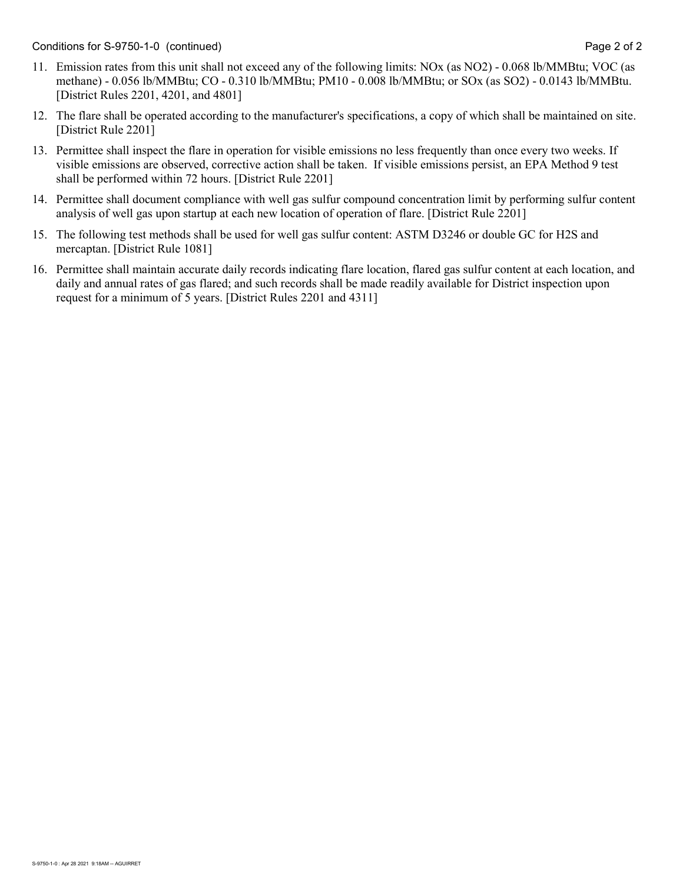11. Emission rates from this unit shall not exceed any of the following limits: NOx (as NO2) - 0.068 lb/MMBtu; VOC (as methane) - 0.056 lb/MMBtu; CO - 0.310 lb/MMBtu; PM10 - 0.008 lb/MMBtu; or SOx (as SO2) - 0.0143 lb/MMBtu. [District Rules 2201, 4201, and 4801]
12. The flare shall be operated according to the manufacturer's specifications, a copy of which shall be maintained on site. [District Rule 2201]
13. Permittee shall inspect the flare in operation for visible emissions no less frequently than once every two weeks. If visible emissions are observed, corrective action shall be taken. If visible emissions persist, an EPA Method 9 test shall be performed within 72 hours. [District Rule 2201]
14. Permittee shall document compliance with well gas sulfur compound concentration limit by performing sulfur content analysis of well gas upon startup at each new location of operation of flare. [District Rule 2201]
15. The following test methods shall be used for well gas sulfur content: ASTM D3246 or double GC for H2S and mercaptan. [District Rule 1081]
16. Permittee shall maintain accurate daily records indicating flare location, flared gas sulfur content at each location, and daily and annual rates of gas flared; and such records shall be made readily available for District inspection upon request for a minimum of 5 years. [District Rules 2201 and 4311]